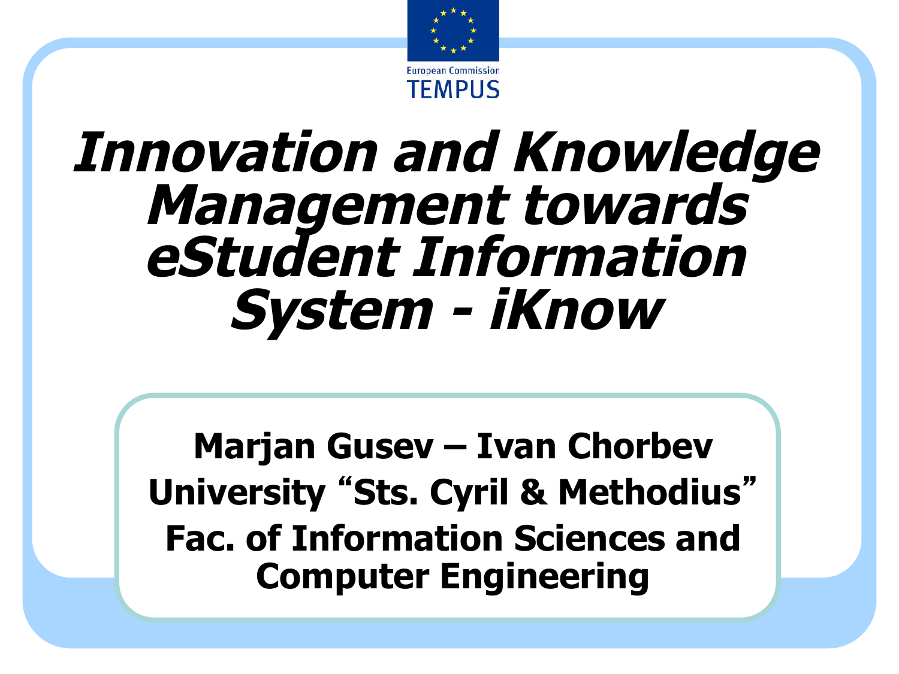European Commission
TEMPUS

# *Innovation and Knowledge Management towards eStudent Information System - iKnow*

**Marjan Gusev – Ivan Chorbev**

**University "Sts. Cyril & Methodius"**

**Fac. of Information Sciences and Computer Engineering**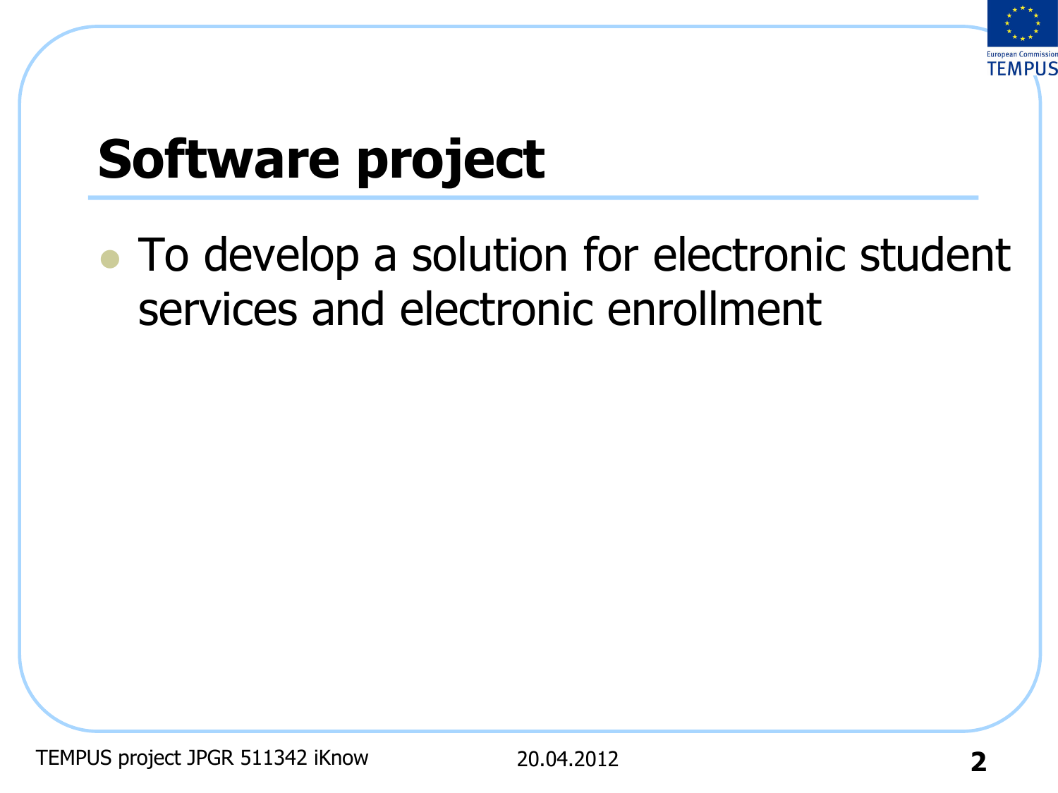# Software project

- To develop a solution for electronic student services and electronic enrollment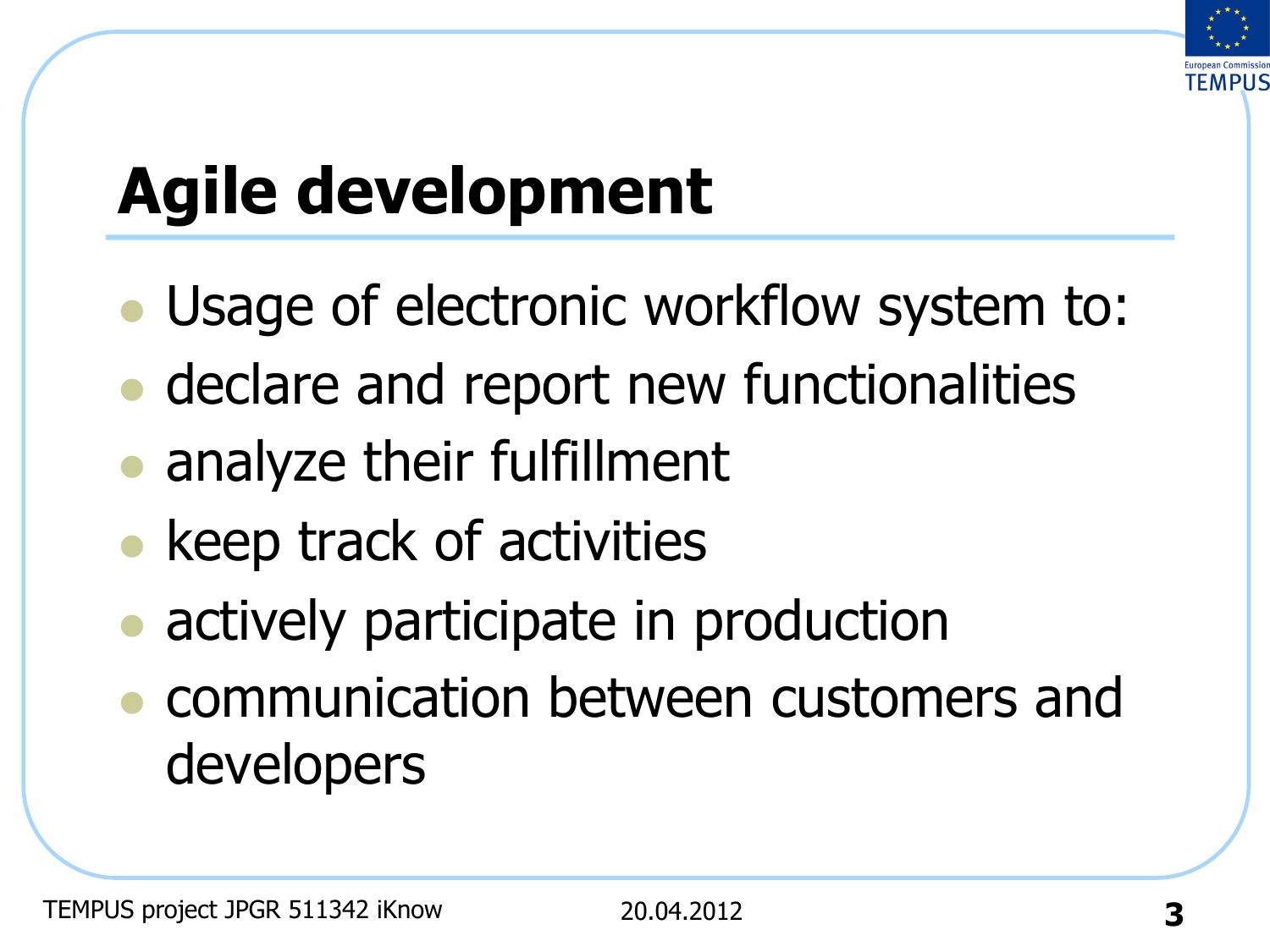# Agile development

- Usage of electronic workflow system to:
- declare and report new functionalities
- analyze their fulfillment
- keep track of activities
- actively participate in production
- communication between customers and developers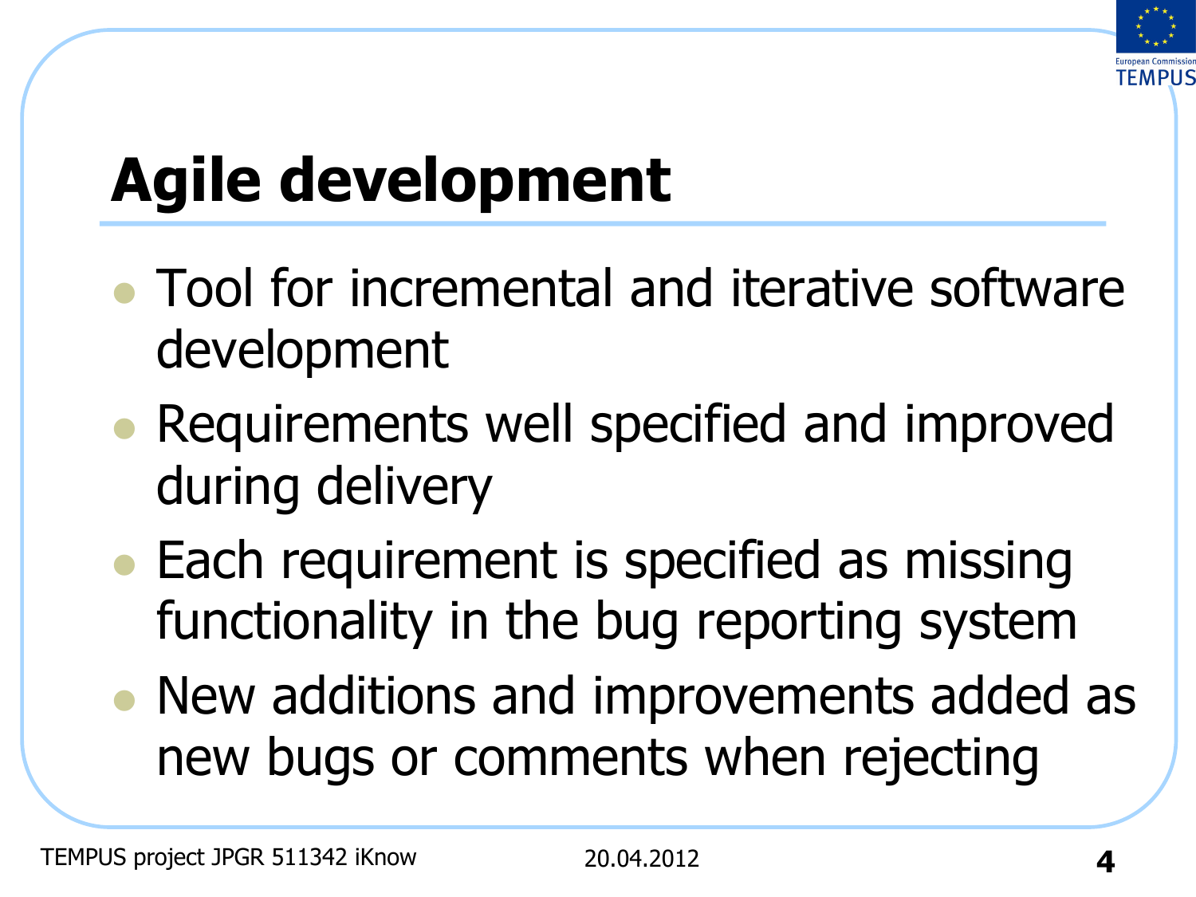# Agile development

- Tool for incremental and iterative software development
- Requirements well specified and improved during delivery
- Each requirement is specified as missing functionality in the bug reporting system
- New additions and improvements added as new bugs or comments when rejecting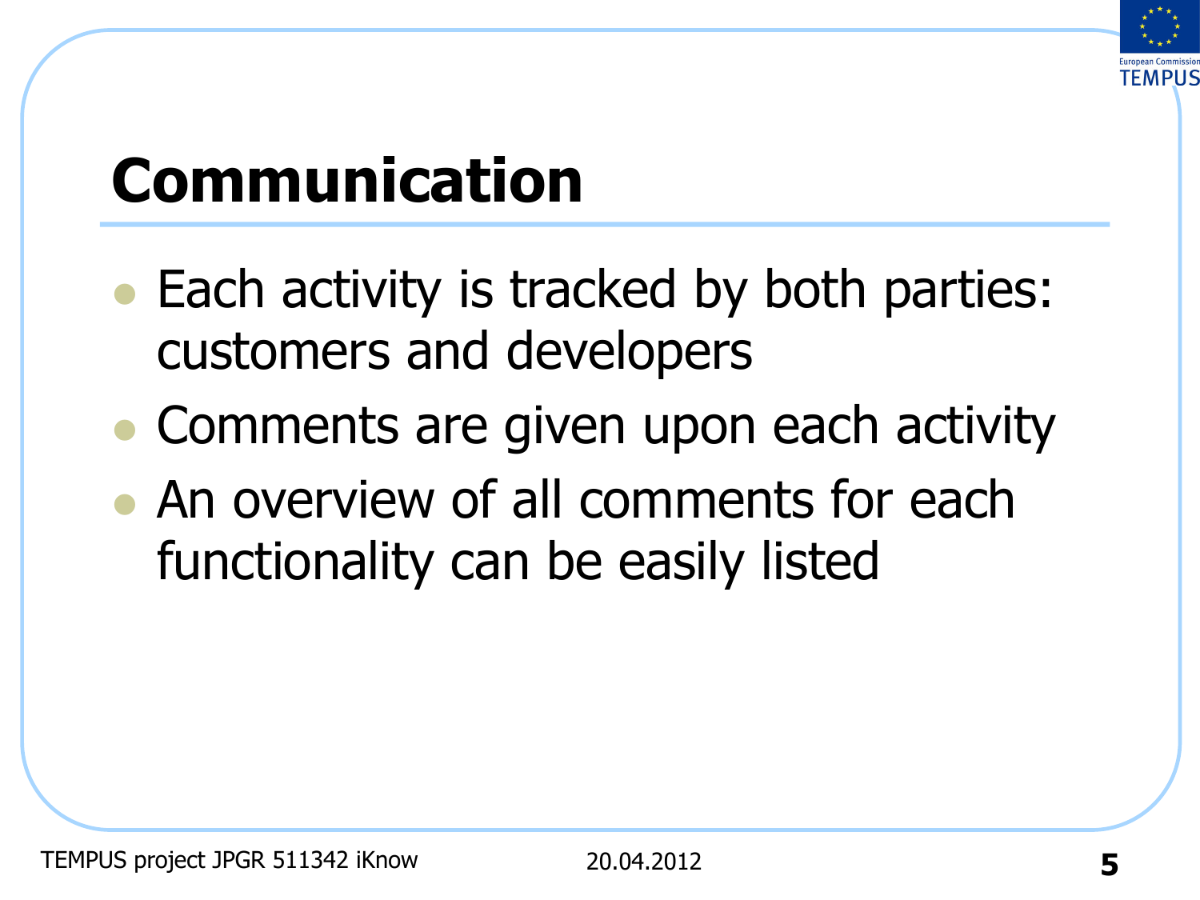# Communication

- Each activity is tracked by both parties: customers and developers
- Comments are given upon each activity
- An overview of all comments for each functionality can be easily listed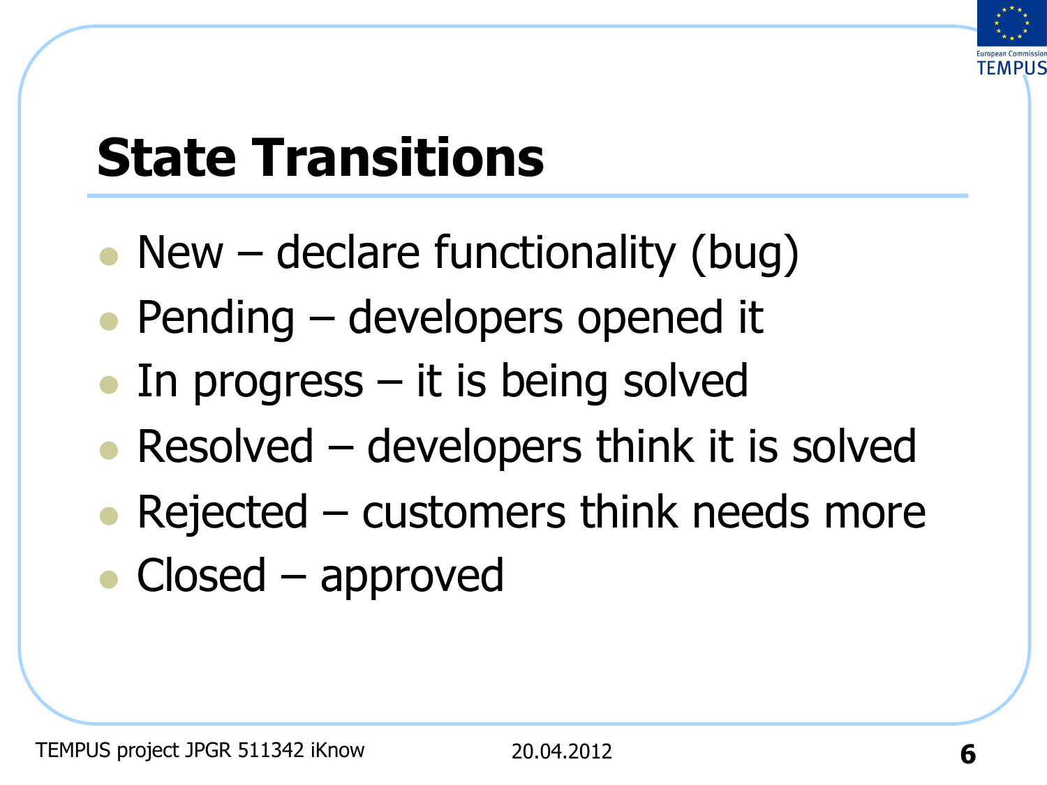# State Transitions

- New – declare functionality (bug)
- Pending – developers opened it
- In progress – it is being solved
- Resolved – developers think it is solved
- Rejected – customers think needs more
- Closed – approved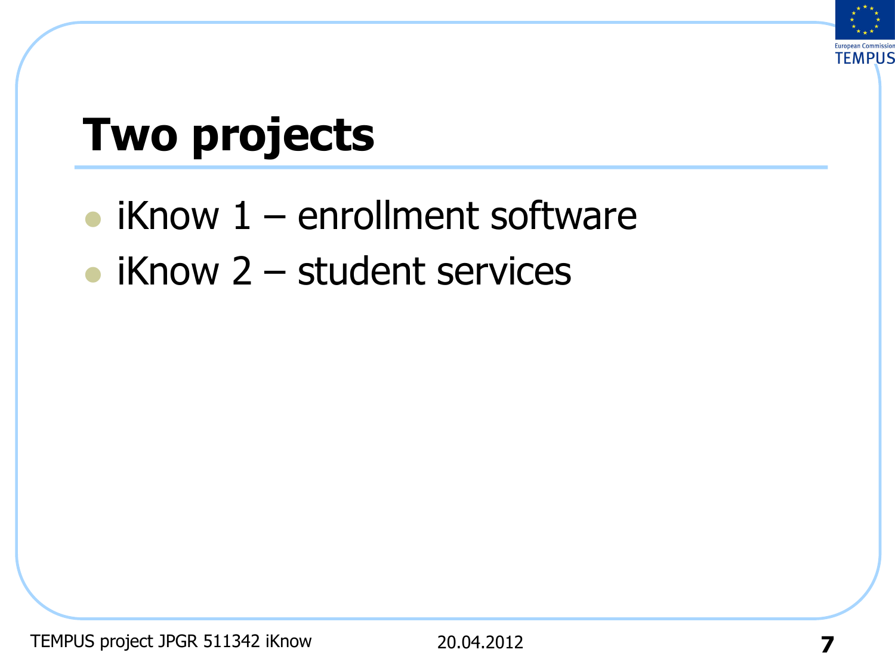# Two projects

- iKnow 1 – enrollment software
- iKnow 2 – student services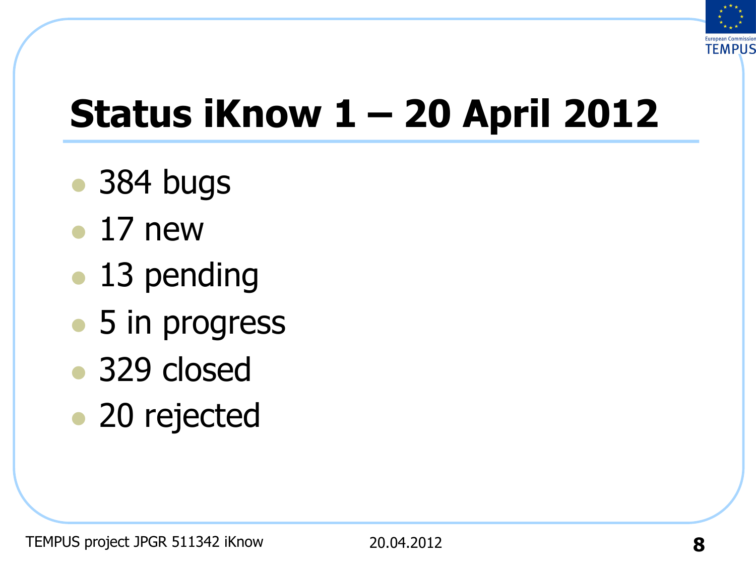# Status iKnow 1 – 20 April 2012

- 384 bugs
- 17 new
- 13 pending
- 5 in progress
- 329 closed
- 20 rejected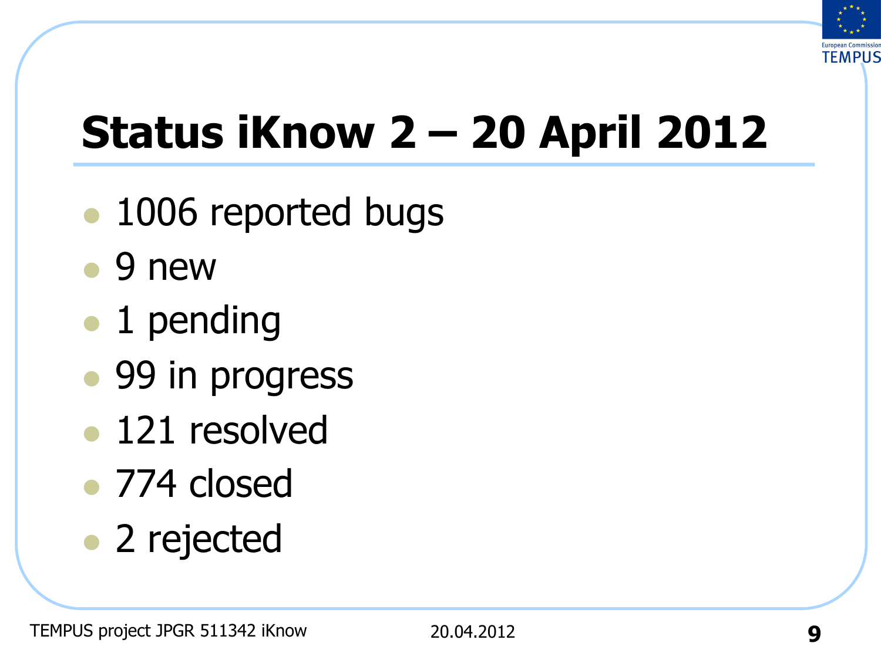# Status iKnow 2 – 20 April 2012

- 1006 reported bugs
- 9 new
- 1 pending
- 99 in progress
- 121 resolved
- 774 closed
- 2 rejected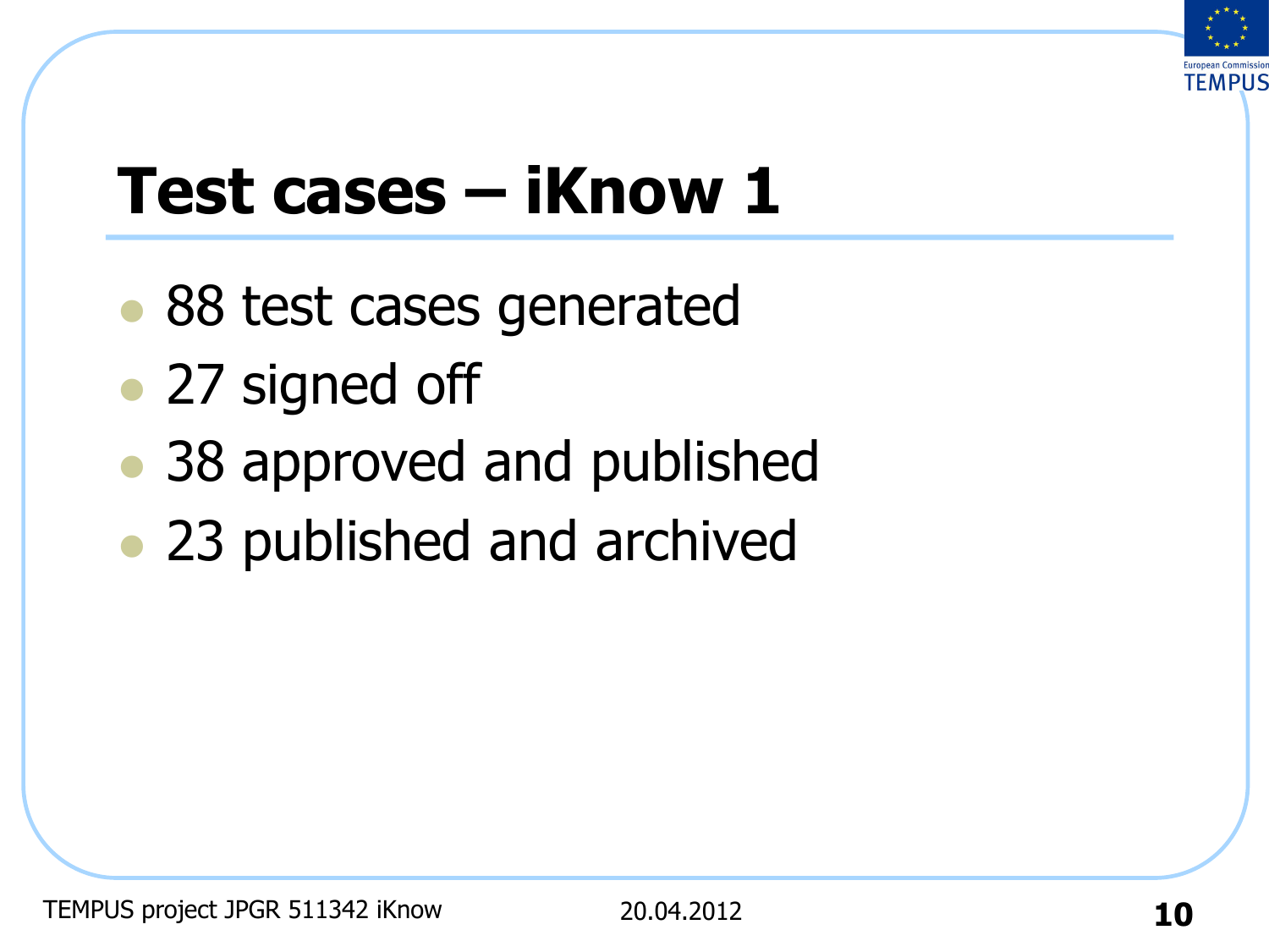# Test cases – iKnow 1

- 88 test cases generated
- 27 signed off
- 38 approved and published
- 23 published and archived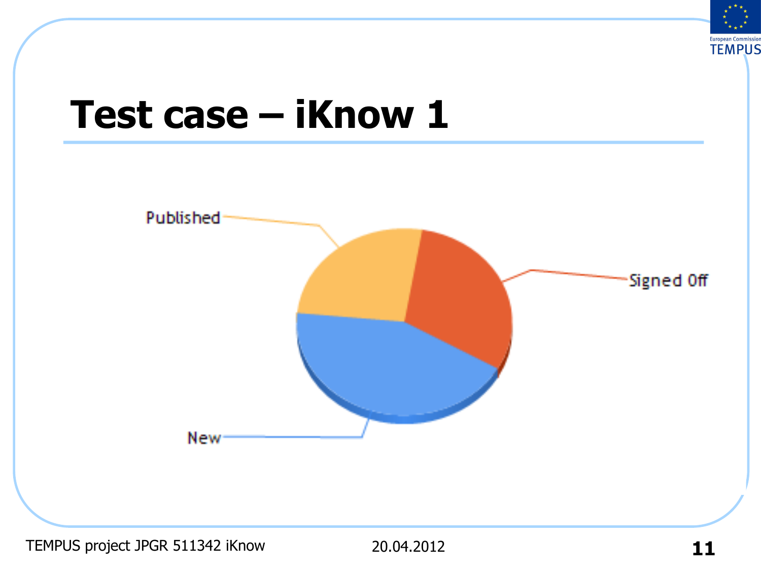# Test case – iKnow 1

Published

Signed Off

New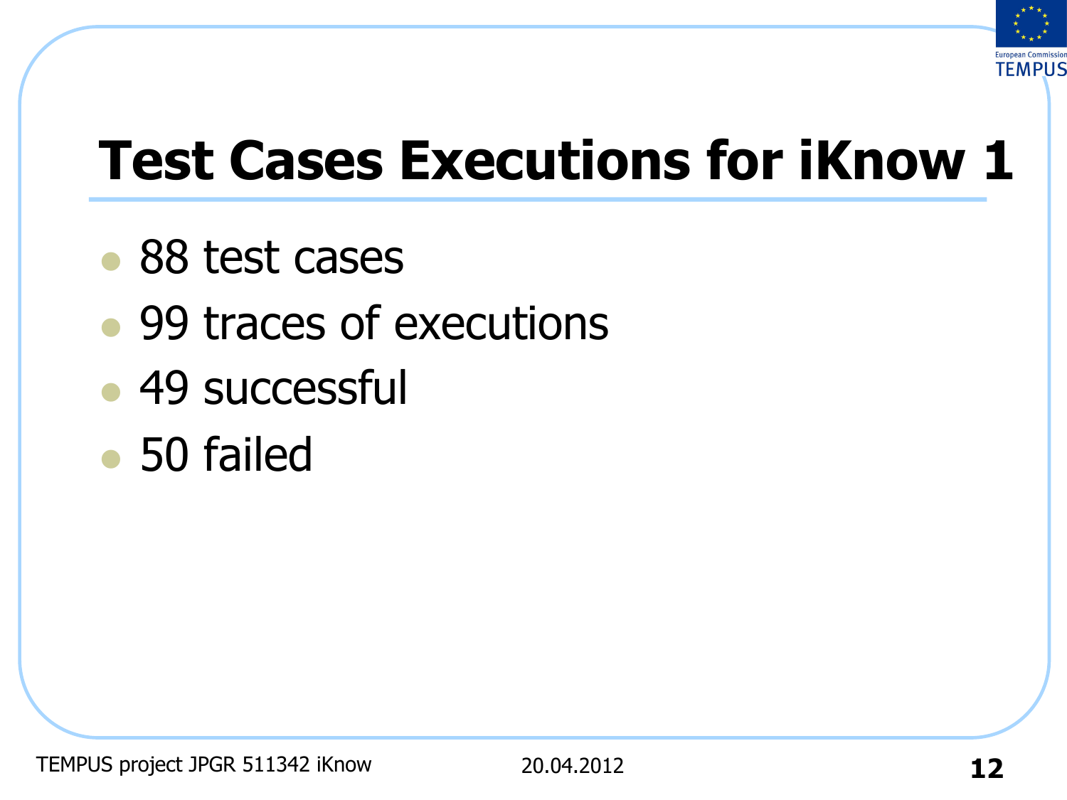# Test Cases Executions for iKnow 1

- 88 test cases
- 99 traces of executions
- 49 successful
- 50 failed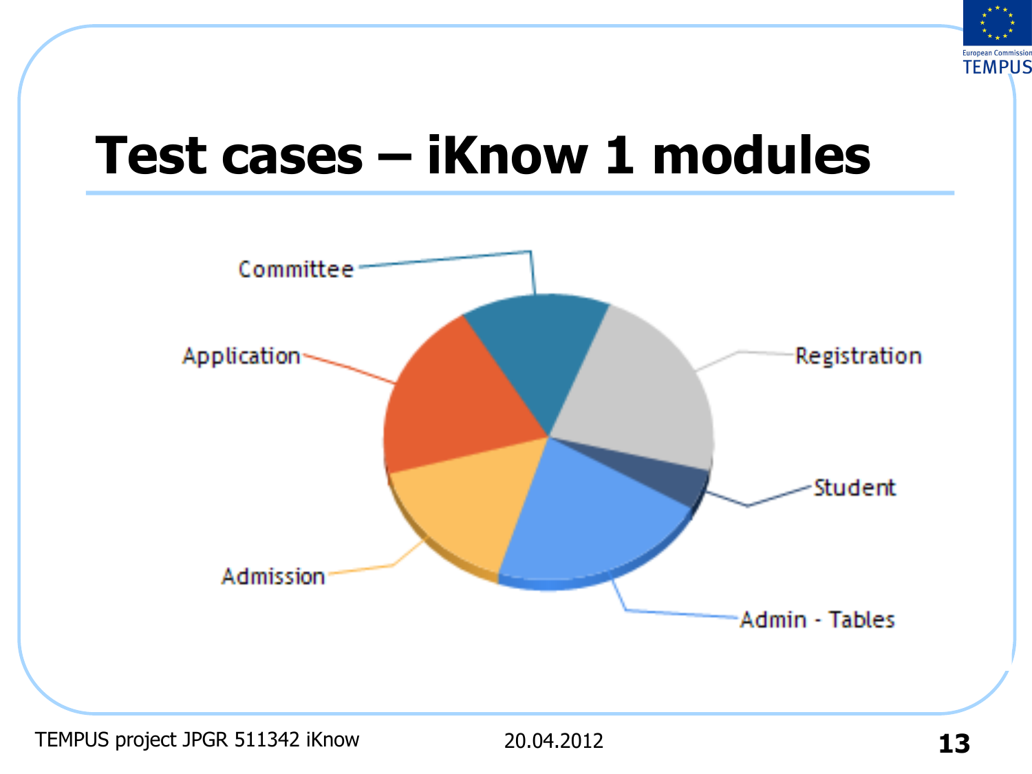# Test cases – iKnow 1 modules

Committee

Application

Registration

Student

Admission

Admin - Tables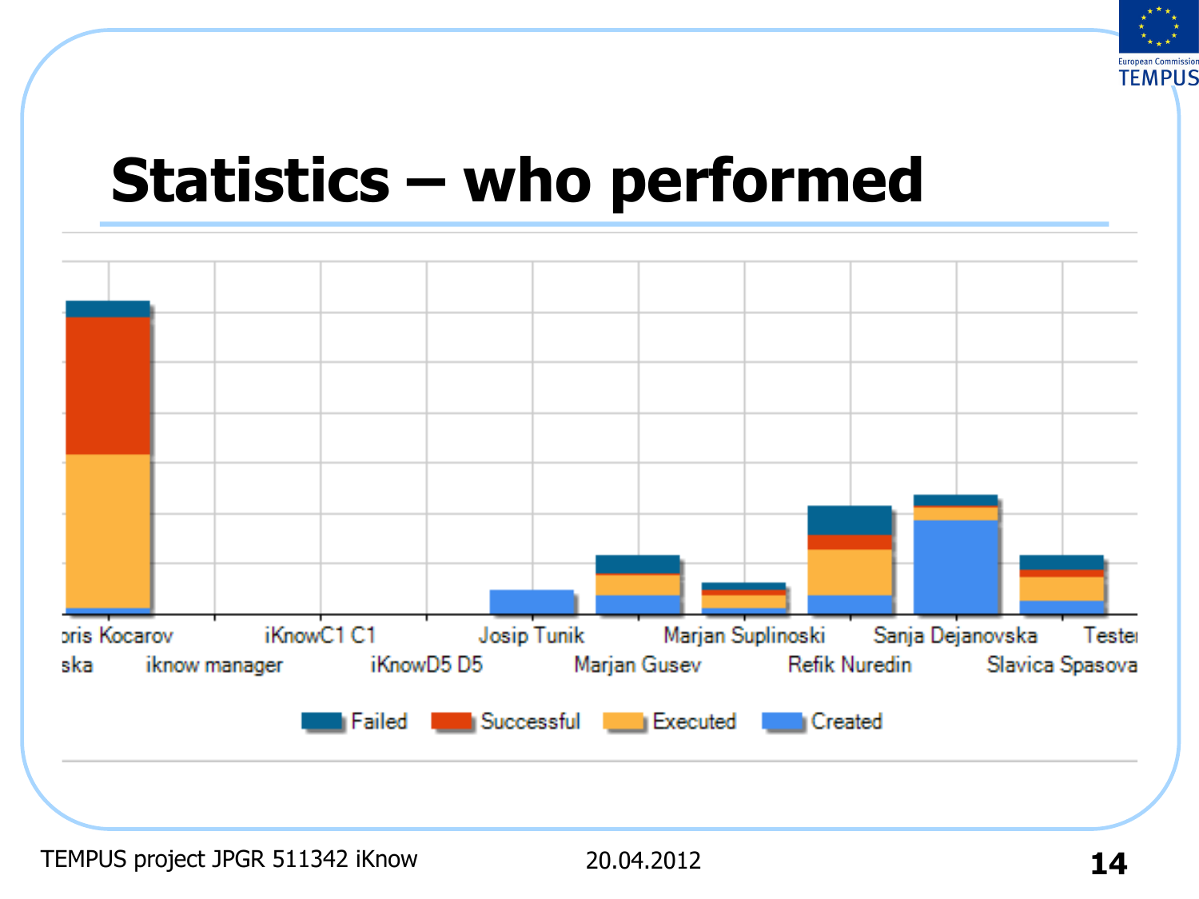# Statistics – who performed

oris Kocarov | ska | iknow manager | iKnowC1 C1 | iKnowD5 D5 | Josip Tunik | Marjan Gusev | Marjan Suplinoski | Refik Nuredin | Sanja Dejanovska | Slavica Spasova | Teste

Failed | Successful | Executed | Created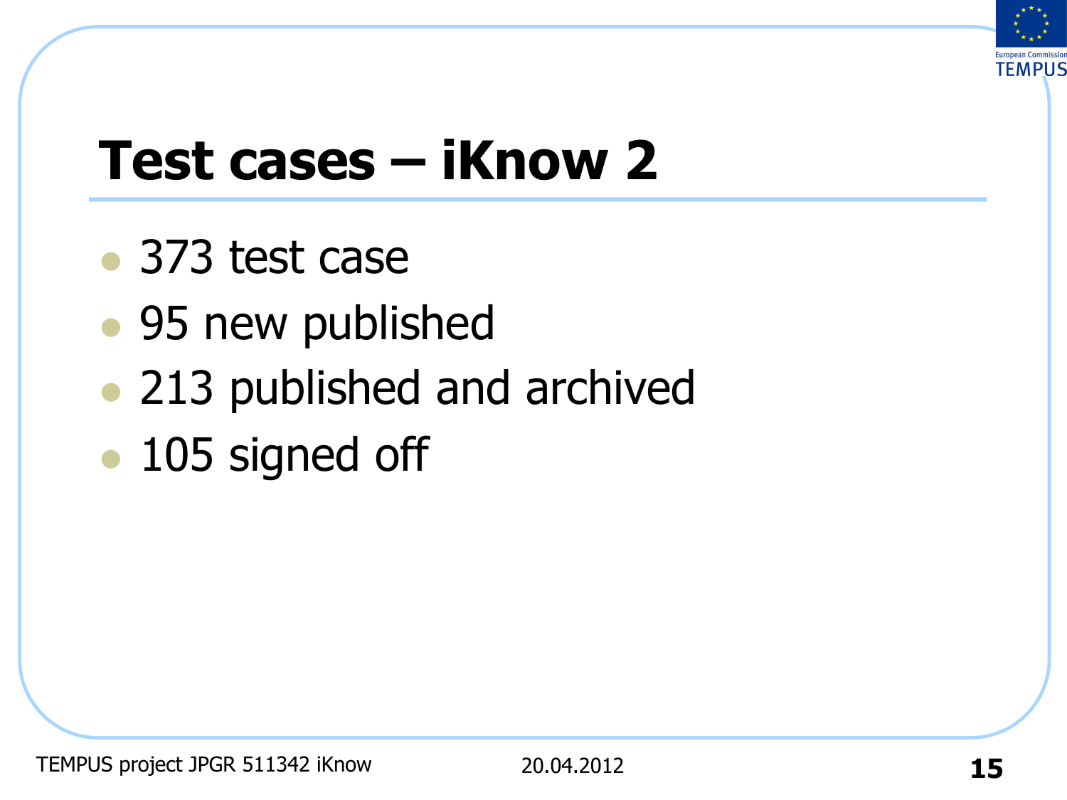# Test cases – iKnow 2

- 373 test case
- 95 new published
- 213 published and archived
- 105 signed off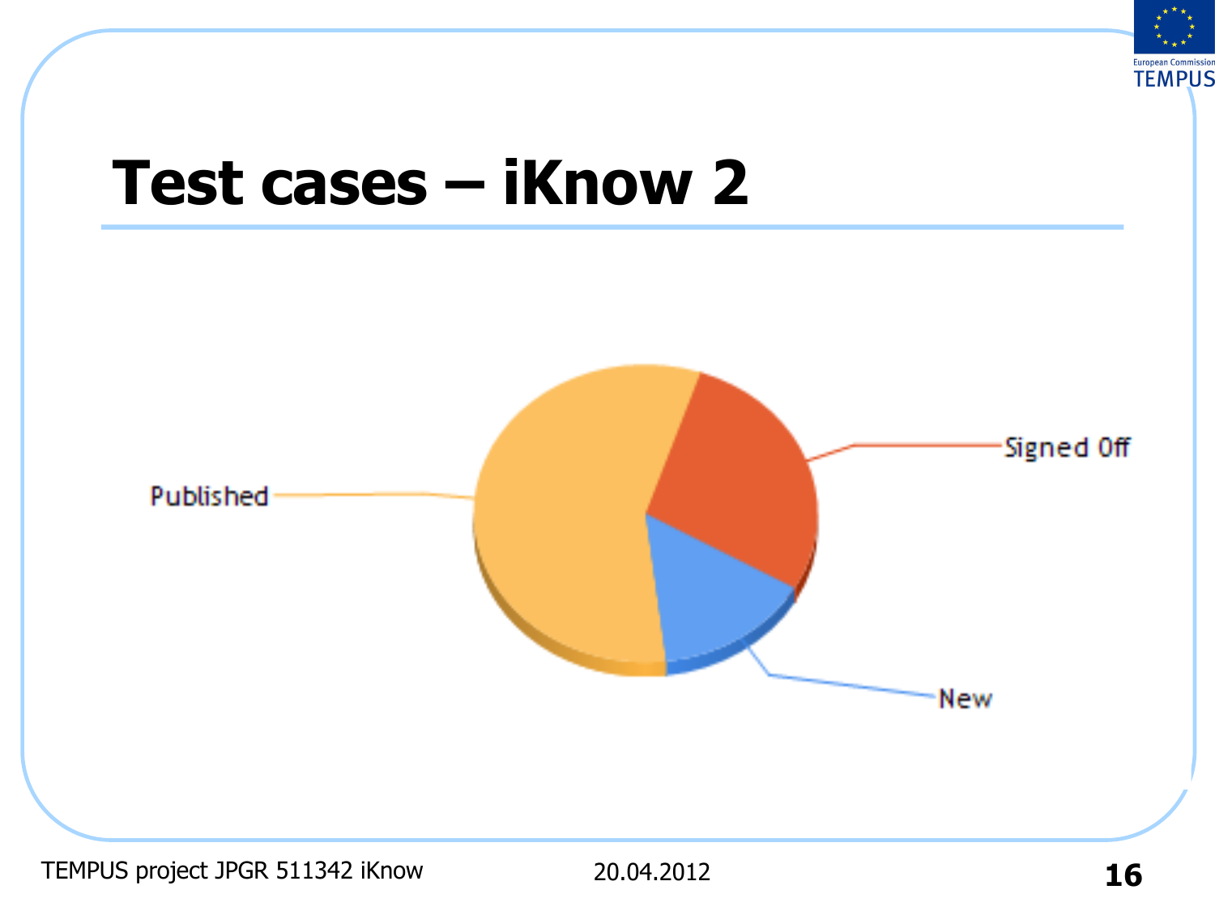# Test cases – iKnow 2

Published

Signed Off

New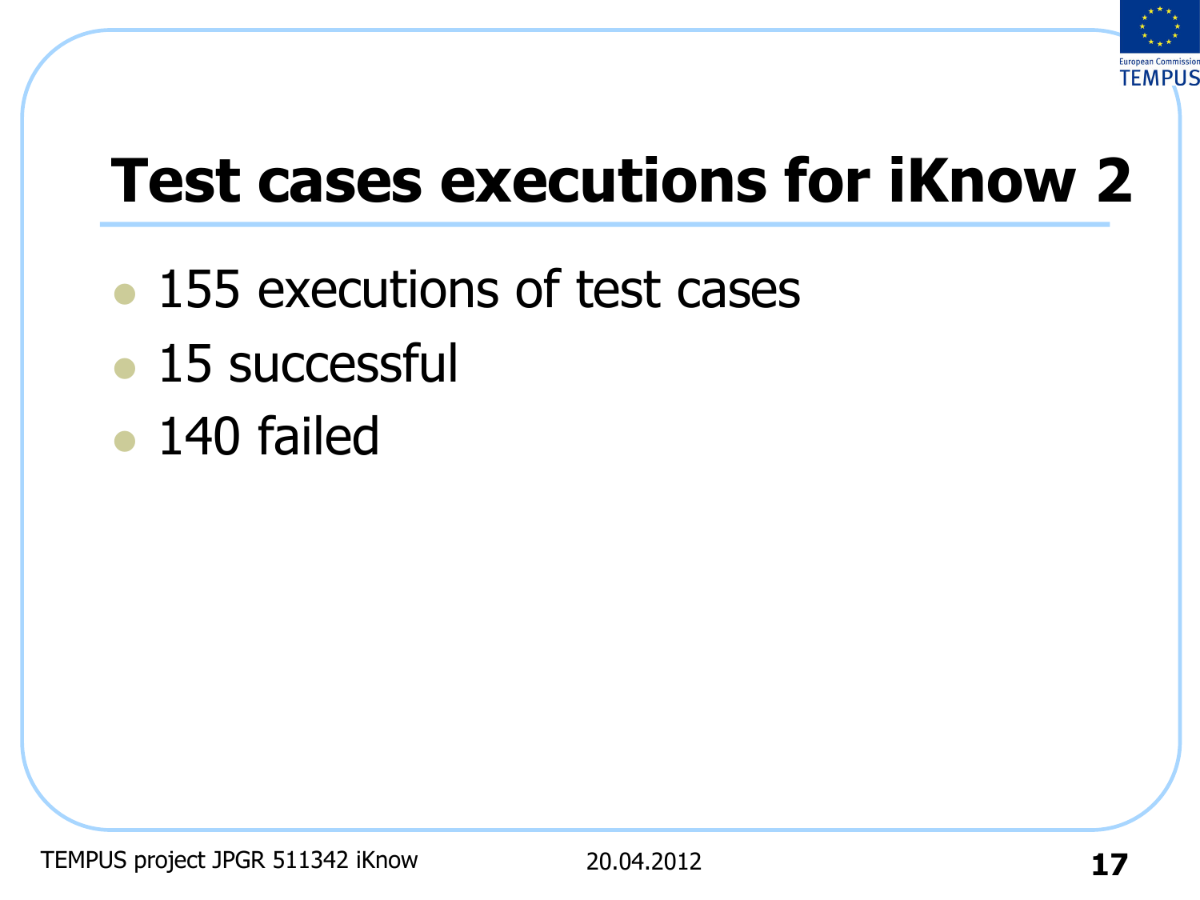# Test cases executions for iKnow 2

- 155 executions of test cases
- 15 successful
- 140 failed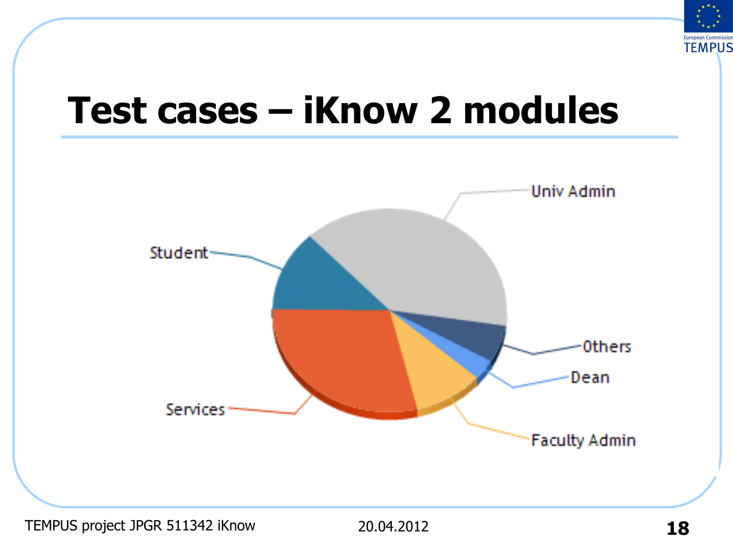# Test cases – iKnow 2 modules

Univ Admin

Student

Others

Dean

Services

Faculty Admin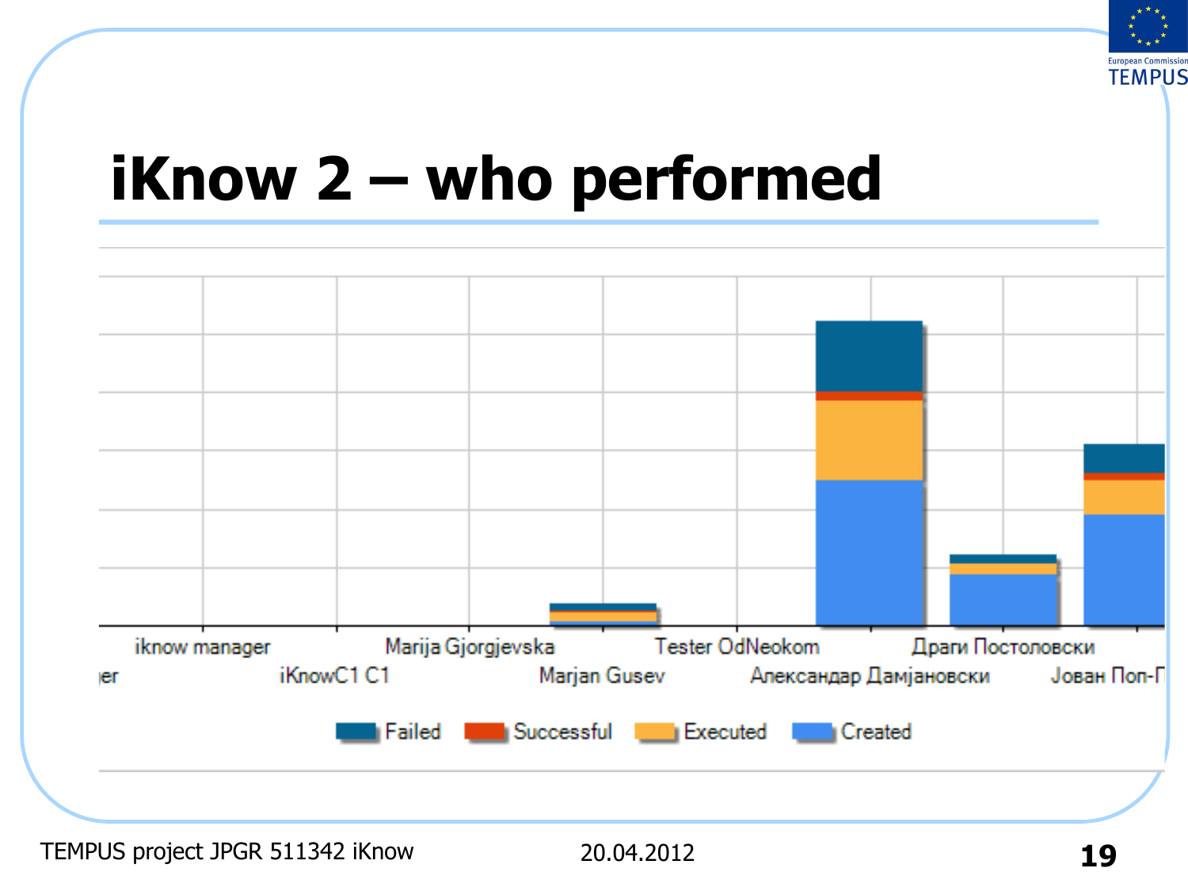# iKnow 2 – who performed

ıer

iknow manager

iKnowC1 C1

Marija Gjorgjevska

Marjan Gusev

Tester OdNeokom

Александар Дамјановски

Драги Постоловски

Јован Поп-Г

Failed   Successful   Executed   Created

TEMPUS project JPGR 511342 iKnow

20.04.2012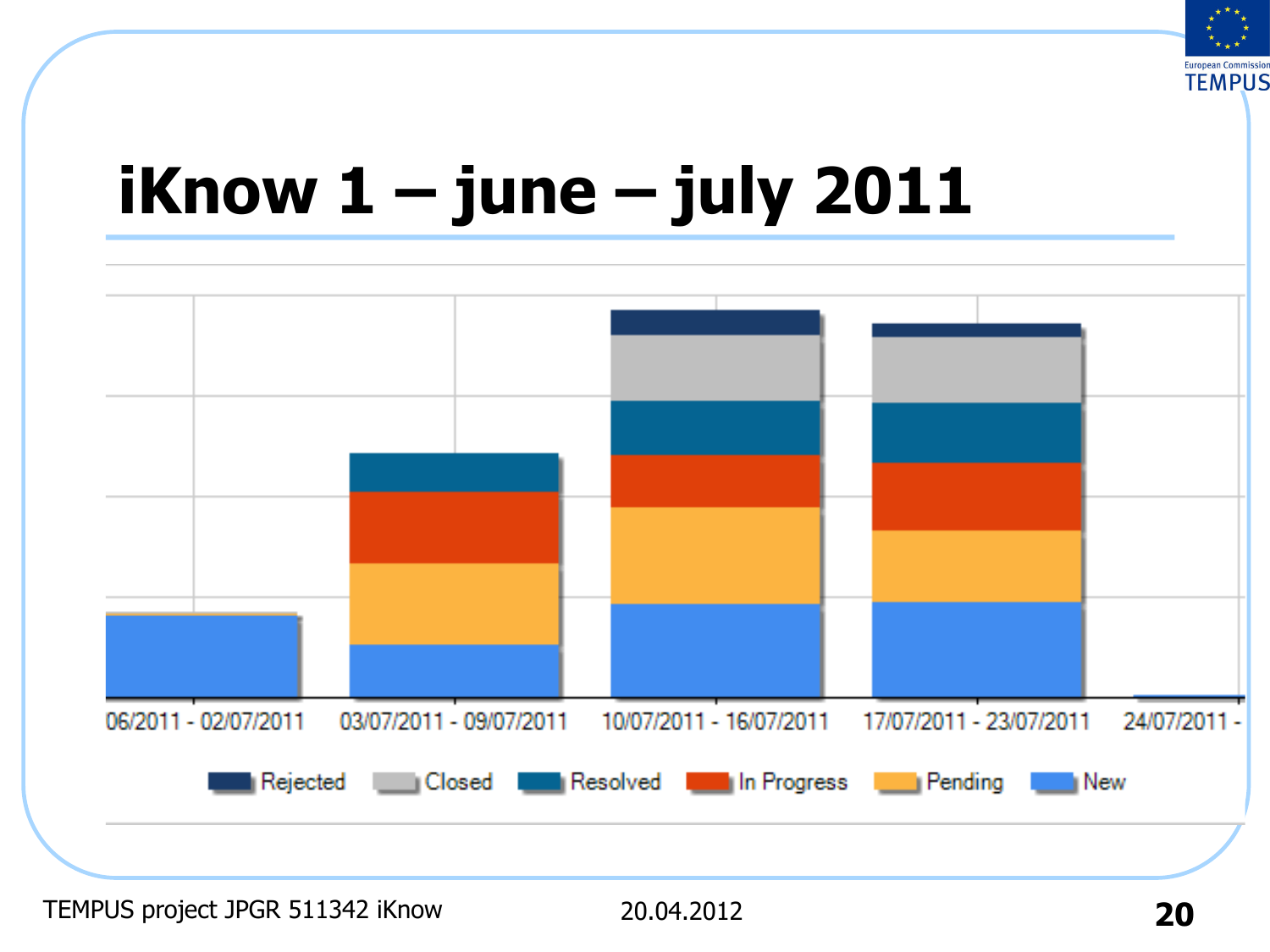# iKnow 1 – june – july 2011

06/2011 - 02/07/2011 | 03/07/2011 - 09/07/2011 | 10/07/2011 - 16/07/2011 | 17/07/2011 - 23/07/2011 | 24/07/2011 -

Rejected | Closed | Resolved | In Progress | Pending | New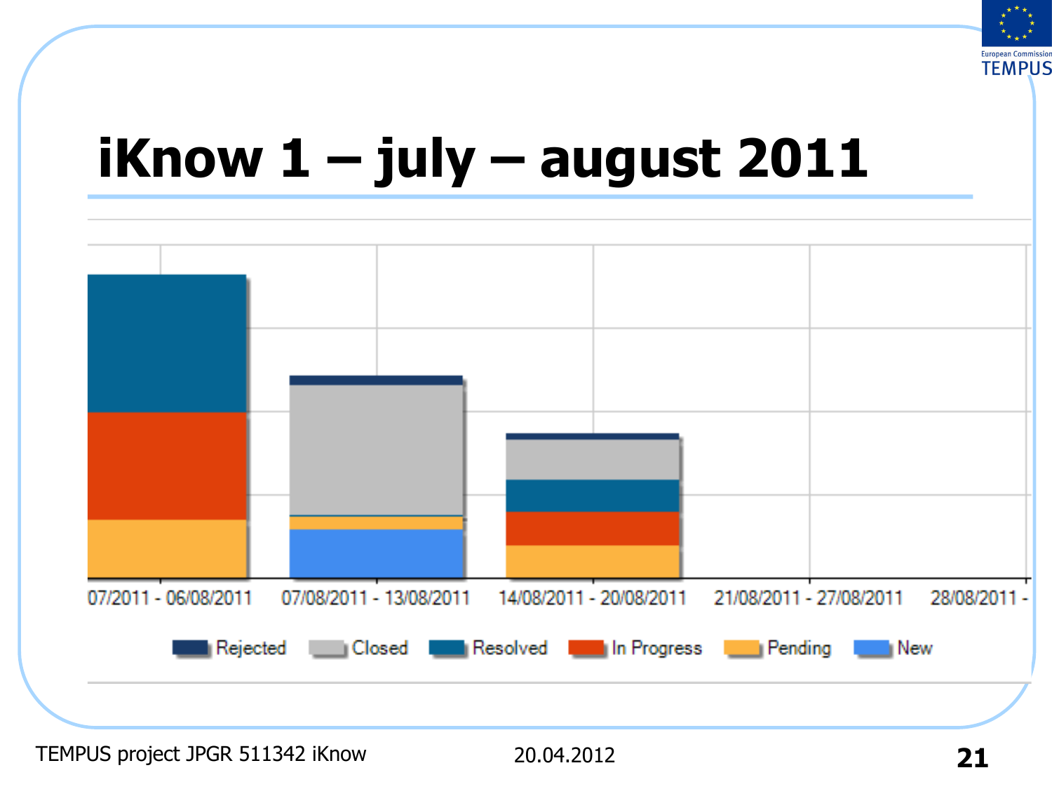# iKnow 1 – july – august 2011

07/2011 - 06/08/2011 | 07/08/2011 - 13/08/2011 | 14/08/2011 - 20/08/2011 | 21/08/2011 - 27/08/2011 | 28/08/2011 -

Rejected | Closed | Resolved | In Progress | Pending | New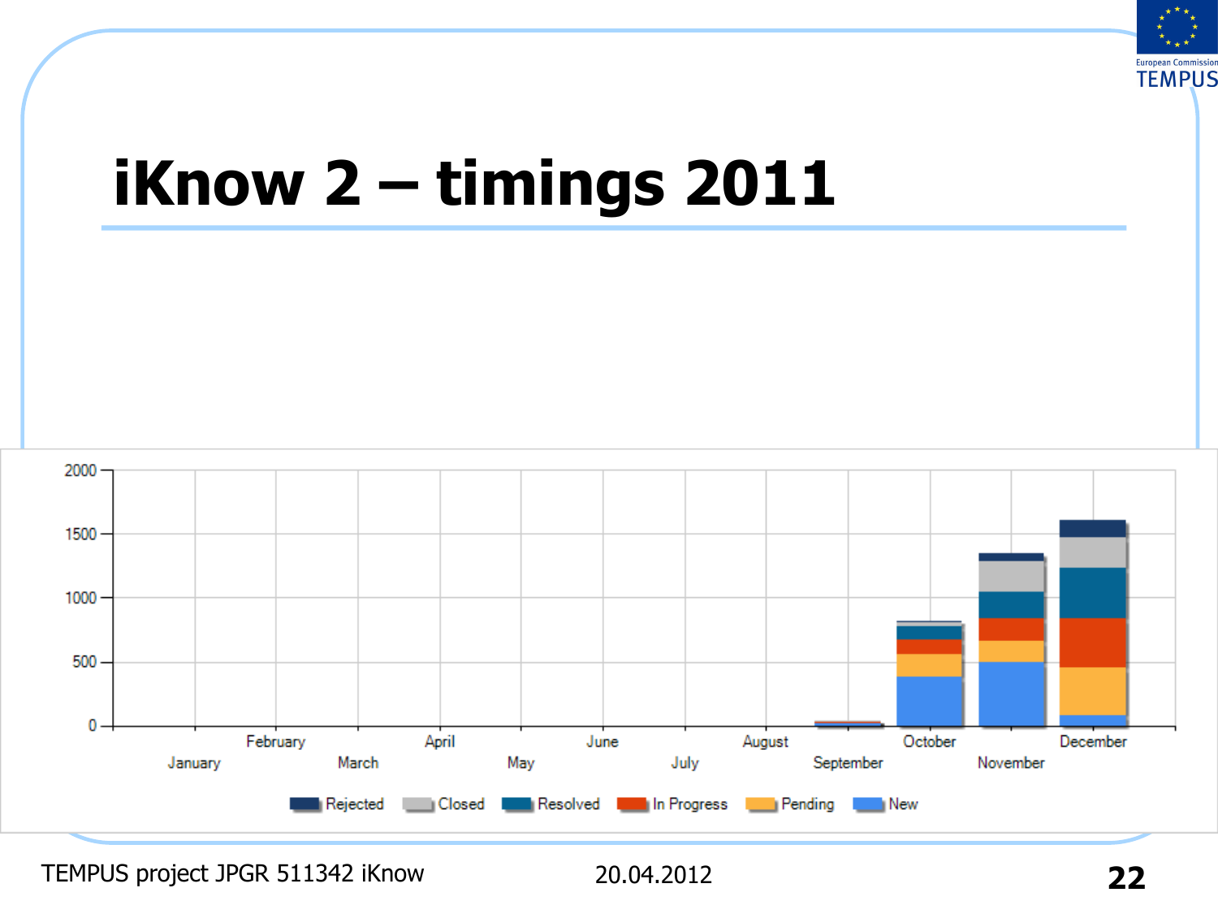# iKnow 2 – timings 2011

2000

1500

1000

500

0

January February March April May June July August September October November December

Rejected Closed Resolved In Progress Pending New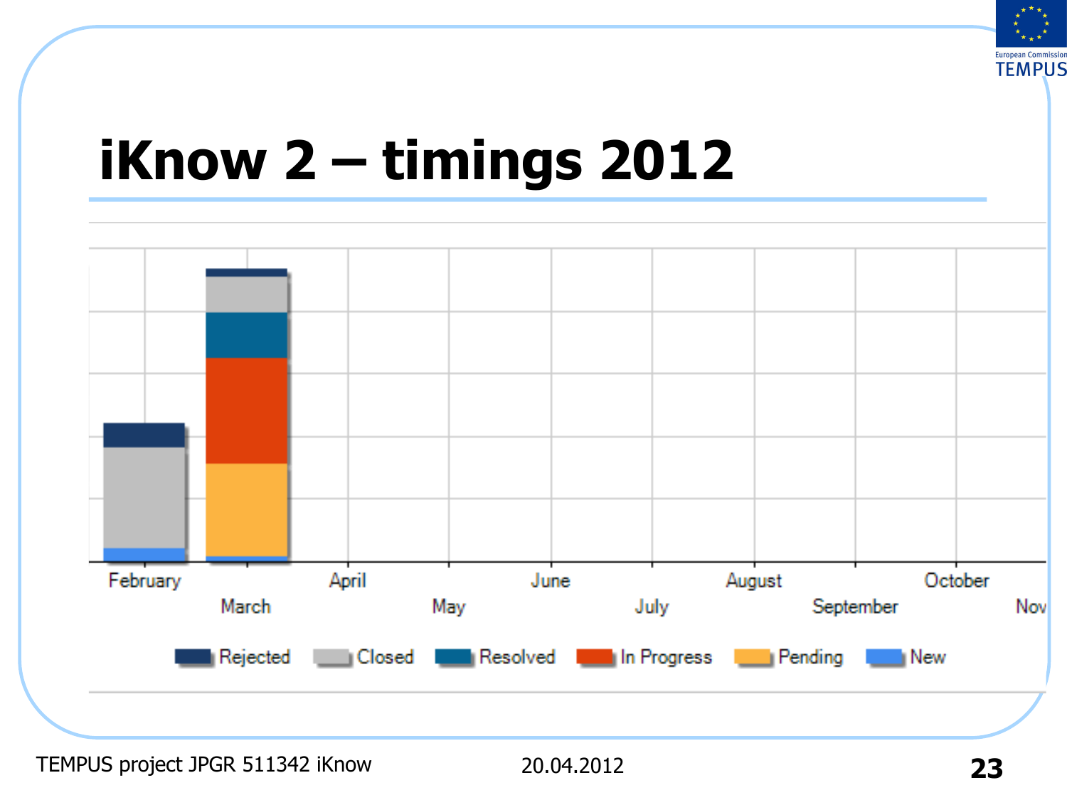# iKnow 2 – timings 2012

February, March, April, May, June, July, August, September, October, Nov

Rejected, Closed, Resolved, In Progress, Pending, New

TEMPUS project JPGR 511342 iKnow

20.04.2012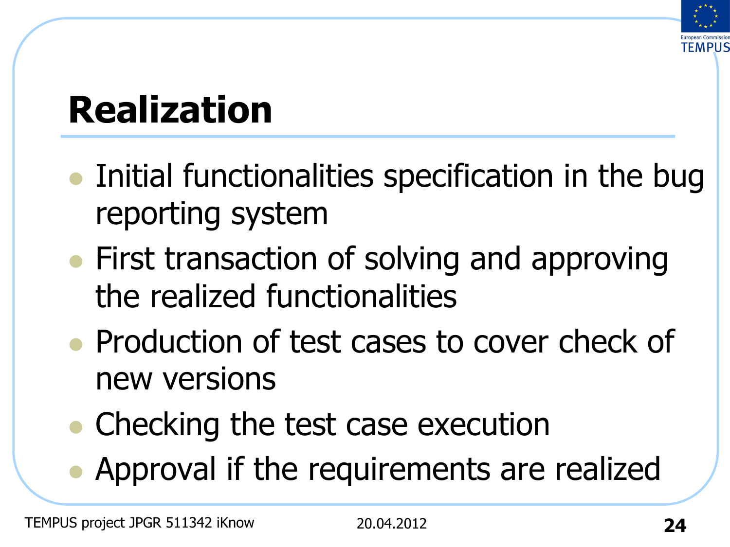# Realization

- Initial functionalities specification in the bug reporting system
- First transaction of solving and approving the realized functionalities
- Production of test cases to cover check of new versions
- Checking the test case execution
- Approval if the requirements are realized